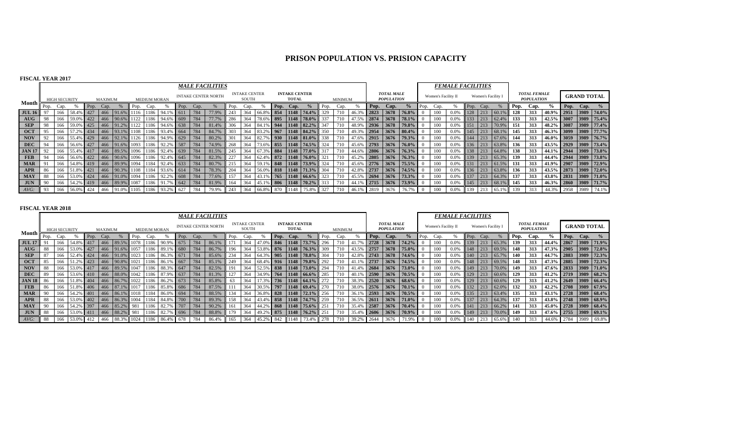# PRISON POPULATION VS. PRISION CAPACITY

**FISCAL YEAR 2017**

| Month | MALE FACILITIES | | | | | | | | | | | | | | | | | | | | | | | | | | FEMALE FACILITIES | | | | | | | | | | | | | |
|---|---|---|---|---|---|---|---|---|---|---|---|---|---|---|---|---|---|---|---|---|---|---|---|---|---|---|---|---|---|---|---|---|---|---|---|---|---|---|---|
| | HIGH SECURITY | | | MAXIMUM | | | MEDIUM MORAN | | | INTAKE CENTER NORTH | | | INTAKE CENTER SOUTH | | | INTAKE CENTER TOTAL | | | MINIMUM | | | TOTAL MALE POPULATION | | | Women's Facility II | | | Women's Facility I | | | TOTAL FEMALE POPULATION | | | GRAND TOTAL | | | | |
| | Pop. | Cap. | % | Pop. | Cap. | % | Pop. | Cap. | % | Pop. | Cap. | % | Pop. | Cap. | % | Pop. | Cap. | % | Pop. | Cap. | % | Pop. | Cap. | % | Pop. | Cap. | % | Pop. | Cap. | % | Pop. | Cap. | % | Pop. | Cap. | % | | | |
| JUL 16 | 97 | 166 | 58.4% | 427 | 466 | 91.6% | 1116 | 1186 | 94.1% | 611 | 784 | 77.9% | 243 | 364 | 66.8% | 854 | 1148 | 74.4% | 329 | 710 | 46.3% | 2823 | 3678 | 76.8% | 0 | 100 | 0.0% | 128 | 213 | 60.1% | 128 | 313 | 40.9% | 2951 | 3989 | 74.0% | | | |
| AUG | 98 | 166 | 59.0% | 422 | 466 | 90.6% | 1122 | 1186 | 94.6% | 609 | 784 | 77.7% | 286 | 364 | 78.6% | 895 | 1148 | 78.0% | 337 | 710 | 47.5% | 2874 | 3678 | 78.1% | 0 | 100 | 0.0% | 133 | 213 | 62.4% | 133 | 313 | 42.5% | 3007 | 3989 | 75.4% | | | |
| SEP | 98 | 166 | 59.0% | 425 | 466 | 91.2% | 1122 | 1186 | 94.6% | 638 | 784 | 81.4% | 306 | 364 | 84.1% | 944 | 1148 | 82.2% | 347 | 710 | 48.9% | 2936 | 3678 | 79.8% | 0 | 100 | 0.0% | 151 | 213 | 70.9% | 151 | 313 | 48.2% | 3087 | 3989 | 77.4% | | | |
| OCT | 95 | 166 | 57.2% | 434 | 466 | 93.1% | 1108 | 1186 | 93.4% | 664 | 784 | 84.7% | 303 | 364 | 83.2% | 967 | 1148 | 84.2% | 350 | 710 | 49.3% | 2954 | 3676 | 80.4% | 0 | 100 | 0.0% | 145 | 213 | 68.1% | 145 | 313 | 46.3% | 3099 | 3989 | 77.7% | | | |
| NOV | 92 | 166 | 55.4% | 429 | 466 | 92.1% | 1126 | 1186 | 94.9% | 629 | 784 | 80.2% | 301 | 364 | 82.7% | 930 | 1148 | 81.0% | 338 | 710 | 47.6% | 2915 | 3676 | 79.3% | 0 | 100 | 0.0% | 144 | 213 | 67.6% | 144 | 313 | 46.0% | 3059 | 3989 | 76.7% | | | |
| DEC | 94 | 166 | 56.6% | 427 | 466 | 91.6% | 1093 | 1186 | 92.2% | 587 | 784 | 74.9% | 268 | 364 | 73.6% | 855 | 1148 | 74.5% | 324 | 710 | 45.6% | 2793 | 3676 | 76.0% | 0 | 100 | 0.0% | 136 | 213 | 63.8% | 136 | 313 | 43.5% | 2929 | 3989 | 73.4% | | | |
| JAN 17 | 92 | 166 | 55.4% | 417 | 466 | 89.5% | 1096 | 1186 | 92.4% | 639 | 784 | 81.5% | 245 | 364 | 67.3% | 884 | 1148 | 77.0% | 317 | 710 | 44.6% | 2806 | 3676 | 76.3% | 0 | 100 | 0.0% | 138 | 213 | 64.8% | 138 | 313 | 44.1% | 2944 | 3989 | 73.8% | | | |
| FEB | 94 | 166 | 56.6% | 422 | 466 | 90.6% | 1096 | 1186 | 92.4% | 645 | 784 | 82.3% | 227 | 364 | 62.4% | 872 | 1148 | 76.0% | 321 | 710 | 45.2% | 2805 | 3676 | 76.3% | 0 | 100 | 0.0% | 139 | 213 | 65.3% | 139 | 313 | 44.4% | 2944 | 3989 | 73.8% | | | |
| MAR | 91 | 166 | 54.8% | 419 | 466 | 89.9% | 1094 | 1184 | 92.4% | 633 | 784 | 80.7% | 215 | 364 | 59.1% | 848 | 1148 | 73.9% | 324 | 710 | 45.6% | 2776 | 3676 | 75.5% | 0 | 100 | 0.0% | 131 | 213 | 61.5% | 131 | 313 | 41.9% | 2907 | 3989 | 72.9% | | | |
| APR | 86 | 166 | 51.8% | 421 | 466 | 90.3% | 1108 | 1184 | 93.6% | 614 | 784 | 78.3% | 204 | 364 | 56.0% | 818 | 1148 | 71.3% | 304 | 710 | 42.8% | 2737 | 3676 | 74.5% | 0 | 100 | 0.0% | 136 | 213 | 63.8% | 136 | 313 | 43.5% | 2873 | 3989 | 72.0% | | | |
| MAY | 88 | 166 | 53.0% | 424 | 466 | 91.0% | 1094 | 1186 | 92.2% | 608 | 784 | 77.6% | 157 | 364 | 43.1% | 765 | 1148 | 66.6% | 323 | 710 | 45.5% | 2694 | 3676 | 73.3% | 0 | 100 | 0.0% | 137 | 213 | 64.3% | 137 | 313 | 43.8% | 2831 | 3989 | 71.0% | | | |
| JUN | 90 | 166 | 54.2% | 419 | 466 | 89.9% | 1087 | 1186 | 91.7% | 642 | 784 | 81.9% | 164 | 364 | 45.1% | 806 | 1148 | 70.2% | 313 | 710 | 44.1% | 2715 | 3676 | 73.9% | 0 | 100 | 0.0% | 145 | 213 | 68.1% | 145 | 313 | 46.3% | 2860 | 3989 | 71.7% | | | |
| AVG: | 93 | 166 | 56.0% | 424 | 466 | 91.0% | 1105 | 1186 | 93.2% | 627 | 784 | 79.9% | 243 | 364 | 66.8% | 870 | 1148 | 75.8% | 327 | 710 | 46.1% | 2819 | 3676 | 76.7% | 0 | 100 | 0.0% | 139 | 213 | 65.1% | 139 | 313 | 44.3% | 2958 | 3989 | 74.1% | | | |

**FISCAL YEAR 2018**

| Month | MALE FACILITIES | | | | | | | | | | | | | | | | | | | | | | | | | | FEMALE FACILITIES | | | | | | | | | | | | | |
|---|---|---|---|---|---|---|---|---|---|---|---|---|---|---|---|---|---|---|---|---|---|---|---|---|---|---|---|---|---|---|---|---|---|---|---|---|---|---|---|
| | HIGH SECURITY | | | MAXIMUM | | | MEDIUM MORAN | | | INTAKE CENTER NORTH | | | INTAKE CENTER SOUTH | | | INTAKE CENTER TOTAL | | | MINIMUM | | | TOTAL MALE POPULATION | | | Women's Facility II | | | Women's Facility I | | | TOTAL FEMALE POPULATION | | | GRAND TOTAL | | | | |
| | Pop. | Cap. | % | Pop. | Cap. | % | Pop. | Cap. | % | Pop. | Cap. | % | Pop. | Cap. | % | Pop. | Cap. | % | Pop. | Cap. | % | Pop. | Cap. | % | Pop. | Cap. | % | Pop. | Cap. | % | Pop. | Cap. | % | Pop. | Cap. | % | | | |
| JUL 17 | 91 | 166 | 54.8% | 417 | 466 | 89.5% | 1078 | 1186 | 90.9% | 675 | 784 | 86.1% | 171 | 364 | 47.0% | 846 | 1148 | 73.7% | 296 | 710 | 41.7% | 2728 | 3678 | 74.2% | 0 | 100 | 0.0% | 139 | 213 | 65.3% | 139 | 313 | 44.4% | 2867 | 3989 | 71.9% | | | |
| AUG | 88 | 166 | 53.0% | 427 | 466 | 91.6% | 1057 | 1186 | 89.1% | 680 | 784 | 86.7% | 196 | 364 | 53.8% | 876 | 1148 | 76.3% | 309 | 710 | 43.5% | 2757 | 3678 | 75.0% | 0 | 100 | 0.0% | 148 | 213 | 69.5% | 148 | 313 | 47.3% | 2905 | 3989 | 72.8% | | | |
| SEP | 87 | 166 | 52.4% | 424 | 466 | 91.0% | 1023 | 1186 | 86.3% | 671 | 784 | 85.6% | 234 | 364 | 64.3% | 905 | 1148 | 78.8% | 304 | 710 | 42.8% | 2743 | 3678 | 74.6% | 0 | 100 | 0.0% | 140 | 213 | 65.7% | 140 | 313 | 44.7% | 2883 | 3989 | 72.3% | | | |
| OCT | 85 | 166 | 51.2% | 423 | 466 | 90.8% | 1021 | 1186 | 86.1% | 667 | 784 | 85.1% | 249 | 364 | 68.4% | 916 | 1148 | 79.8% | 292 | 710 | 41.1% | 2737 | 3676 | 74.5% | 0 | 100 | 0.0% | 148 | 213 | 69.5% | 148 | 313 | 47.3% | 2885 | 3989 | 72.3% | | | |
| NOV | 88 | 166 | 53.0% | 417 | 466 | 89.5% | 1047 | 1186 | 88.3% | 647 | 784 | 82.5% | 191 | 364 | 52.5% | 838 | 1148 | 73.0% | 294 | 710 | 41.4% | 2684 | 3676 | 73.0% | 0 | 100 | 0.0% | 149 | 213 | 70.0% | 149 | 313 | 47.6% | 2833 | 3989 | 71.0% | | | |
| DEC | 89 | 166 | 53.6% | 410 | 466 | 88.0% | 1042 | 1186 | 87.9% | 637 | 784 | 81.3% | 127 | 364 | 34.9% | 764 | 1148 | 66.6% | 285 | 710 | 40.1% | 2590 | 3676 | 70.5% | 0 | 100 | 0.0% | 129 | 213 | 60.6% | 129 | 313 | 41.2% | 2719 | 3989 | 68.2% | | | |
| JAN 18 | 86 | 166 | 51.8% | 404 | 466 | 86.7% | 1022 | 1186 | 86.2% | 673 | 784 | 85.8% | 63 | 364 | 17.3% | 736 | 1148 | 64.1% | 272 | 710 | 38.3% | 2520 | 3676 | 68.6% | 0 | 100 | 0.0% | 129 | 213 | 60.6% | 129 | 313 | 41.2% | 2649 | 3989 | 66.4% | | | |
| FEB | 86 | 166 | 51.8% | 406 | 466 | 87.1% | 1017 | 1186 | 85.8% | 686 | 784 | 87.5% | 111 | 364 | 30.5% | 797 | 1148 | 69.4% | 270 | 710 | 38.0% | 2576 | 3676 | 70.1% | 0 | 100 | 0.0% | 132 | 213 | 62.0% | 132 | 313 | 42.2% | 2708 | 3989 | 67.9% | | | |
| MAR | 90 | 166 | 54.2% | 401 | 466 | 86.1% | 1018 | 1184 | 86.0% | 694 | 784 | 88.5% | 134 | 364 | 36.8% | 828 | 1148 | 72.1% | 256 | 710 | 36.1% | 2593 | 3676 | 70.5% | 0 | 100 | 0.0% | 135 | 213 | 63.4% | 135 | 313 | 43.1% | 2728 | 3989 | 68.4% | | | |
| APR | 88 | 166 | 53.0% | 402 | 466 | 86.3% | 1004 | 1184 | 84.8% | 700 | 784 | 89.3% | 158 | 364 | 43.4% | 858 | 1148 | 74.7% | 259 | 710 | 36.5% | 2611 | 3676 | 71.0% | 0 | 100 | 0.0% | 137 | 213 | 64.3% | 137 | 313 | 43.8% | 2748 | 3989 | 68.9% | | | |
| MAY | 90 | 166 | 54.2% | 397 | 466 | 85.2% | 981 | 1186 | 82.7% | 707 | 784 | 90.2% | 161 | 364 | 44.2% | 868 | 1148 | 75.6% | 251 | 710 | 35.4% | 2587 | 3676 | 70.4% | 0 | 100 | 0.0% | 141 | 213 | 66.2% | 141 | 313 | 45.0% | 2728 | 3989 | 68.4% | | | |
| JUN | 88 | 166 | 53.0% | 411 | 466 | 88.2% | 981 | 1186 | 82.7% | 696 | 784 | 88.8% | 179 | 364 | 49.2% | 875 | 1148 | 76.2% | 251 | 710 | 35.4% | 2606 | 3676 | 70.9% | 0 | 100 | 0.0% | 149 | 213 | 70.0% | 149 | 313 | 47.6% | 2755 | 3989 | 69.1% | | | |
| AVG: | 88 | 166 | 53.0% | 412 | 466 | 88.3% | 1024 | 1186 | 86.4% | 678 | 784 | 86.4% | 165 | 364 | 45.2% | 842 | 1148 | 73.4% | 278 | 710 | 39.2% | 2644 | 3676 | 71.9% | 0 | 100 | 0.0% | 140 | 213 | 65.6% | 140 | 313 | 44.6% | 2784 | 3989 | 69.8% | | | |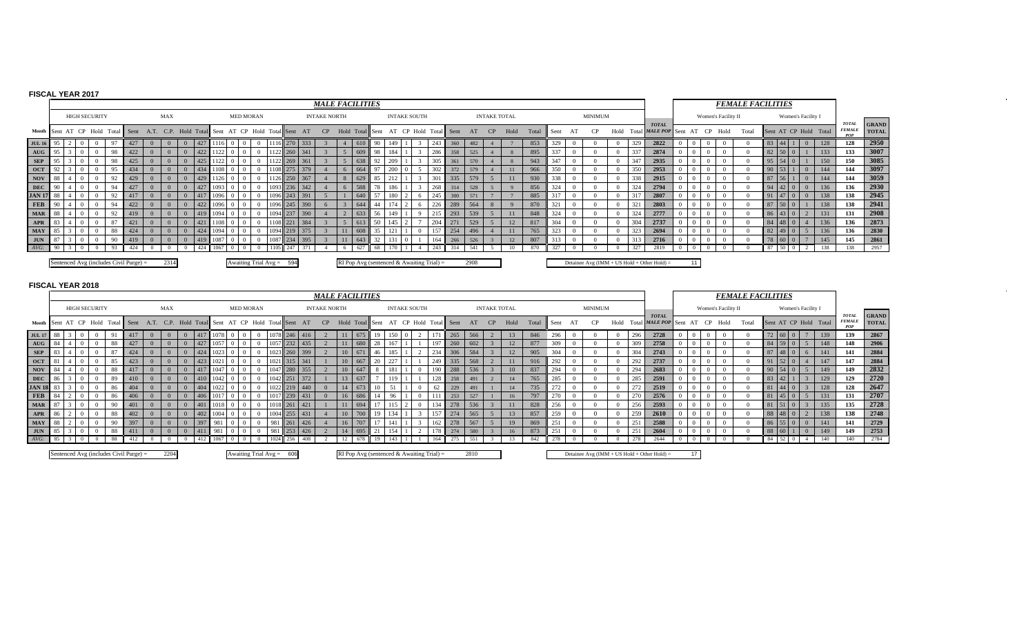## FISCAL YEAR 2017

| | *MALE FACILITIES* | | | | | | | | | | | | | | | | | | | | | | | | | | | | | | | | | | | *FEMALE FACILITIES* | | | | | | | | | | | |
|---|---|---|---|---|---|---|---|---|---|---|---|---|---|---|---|---|---|---|---|---|---|---|---|---|---|---|---|---|---|---|---|---|---|---|---|---|---|---|---|---|---|---|---|---|---|---|---|---|
| | HIGH SECURITY | | | | | MAX | | | | | MED MORAN | | | | | INTAKE NORTH | | | | | INTAKE SOUTH | | | | | INTAKE TOTAL | | | | | MINIMUM | | | | | | Women's Facility II | | | | | Women's Facility I | | | | | | |
| Month | Sent | AT | CP | Hold | Total | Sent | A.T. | C.P. | Hold | Total | Sent | AT | CP | Hold | Total | Sent | AT | CP | Hold | Total | Sent | AT | CP | Hold | Total | Sent | AT | CP | Hold | Total | Sent | AT | CP | Hold | Total | *TOTAL MALE POP* | Sent | AT | CP | Hold | Total | Sent | AT | CP | Hold | Total | *TOTAL FEMALE POP* | GRAND TOTAL |
| JUL 16 | 95 | 2 | 0 | 0 | 97 | 427 | 0 | 0 | 0 | 427 | 1116 | 0 | 0 | 0 | 1116 | 270 | 333 | 3 | 4 | 610 | 90 | 149 | 1 | 3 | 243 | 360 | 482 | 4 | 7 | 853 | 329 | 0 | 0 | 0 | 329 | 2822 | 0 | 0 | 0 | 0 | 0 | 83 | 44 | 1 | 0 | 128 | 128 | 2950 |
| AUG | 95 | 3 | 0 | 0 | 98 | 422 | 0 | 0 | 0 | 422 | 1122 | 0 | 0 | 0 | 1122 | 260 | 341 | 3 | 5 | 609 | 98 | 184 | 1 | 3 | 286 | 358 | 525 | 4 | 8 | 895 | 337 | 0 | 0 | 0 | 337 | 2874 | 0 | 0 | 0 | 0 | 0 | 82 | 50 | 0 | 1 | 133 | 133 | 3007 |
| SEP | 95 | 3 | 0 | 0 | 98 | 425 | 0 | 0 | 0 | 425 | 1122 | 0 | 0 | 0 | 1122 | 269 | 361 | 3 | 5 | 638 | 92 | 209 | 1 | 3 | 305 | 361 | 570 | 4 | 8 | 943 | 347 | 0 | 0 | 0 | 347 | 2935 | 0 | 0 | 0 | 0 | 0 | 95 | 54 | 0 | 1 | 150 | 150 | 3085 |
| OCT | 92 | 3 | 0 | 0 | 95 | 434 | 0 | 0 | 0 | 434 | 1108 | 0 | 0 | 0 | 1108 | 275 | 379 | 4 | 6 | 664 | 97 | 200 | 0 | 5 | 302 | 372 | 579 | 4 | 11 | 966 | 350 | 0 | 0 | 0 | 350 | 2953 | 0 | 0 | 0 | 0 | 0 | 90 | 53 | 1 | 0 | 144 | 144 | 3097 |
| NOV | 88 | 4 | 0 | 0 | 92 | 429 | 0 | 0 | 0 | 429 | 1126 | 0 | 0 | 0 | 1126 | 250 | 367 | 4 | 8 | 629 | 85 | 212 | 1 | 3 | 301 | 335 | 579 | 5 | 11 | 930 | 338 | 0 | 0 | 0 | 338 | 2915 | 0 | 0 | 0 | 0 | 0 | 87 | 56 | 1 | 0 | 144 | 144 | 3059 |
| DEC | 90 | 4 | 0 | 0 | 94 | 427 | 0 | 0 | 0 | 427 | 1093 | 0 | 0 | 0 | 1093 | 236 | 342 | 4 | 6 | 588 | 78 | 186 | 1 | 3 | 268 | 314 | 528 | 5 | 9 | 856 | 324 | 0 | 0 | 0 | 324 | 2794 | 0 | 0 | 0 | 0 | 0 | 94 | 42 | 0 | 0 | 136 | 136 | 2930 |
| JAN 17 | 88 | 4 | 0 | 0 | 92 | 417 | 0 | 0 | 0 | 417 | 1096 | 0 | 0 | 0 | 1096 | 243 | 391 | 5 | 1 | 640 | 57 | 180 | 2 | 6 | 245 | 300 | 571 | 7 | 7 | 885 | 317 | 0 | 0 | 0 | 317 | 2807 | 0 | 0 | 0 | 0 | 0 | 91 | 47 | 0 | 0 | 138 | 138 | 2945 |
| FEB | 90 | 4 | 0 | 0 | 94 | 422 | 0 | 0 | 0 | 422 | 1096 | 0 | 0 | 0 | 1096 | 245 | 390 | 6 | 3 | 644 | 44 | 174 | 2 | 6 | 226 | 289 | 564 | 8 | 9 | 870 | 321 | 0 | 0 | 0 | 321 | 2803 | 0 | 0 | 0 | 0 | 0 | 87 | 50 | 0 | 1 | 138 | 138 | 2941 |
| MAR | 88 | 4 | 0 | 0 | 92 | 419 | 0 | 0 | 0 | 419 | 1094 | 0 | 0 | 0 | 1094 | 237 | 390 | 4 | 2 | 633 | 56 | 149 | 1 | 9 | 215 | 293 | 539 | 5 | 11 | 848 | 324 | 0 | 0 | 0 | 324 | 2777 | 0 | 0 | 0 | 0 | 0 | 86 | 43 | 0 | 2 | 131 | 131 | 2908 |
| APR | 83 | 4 | 0 | 0 | 87 | 421 | 0 | 0 | 0 | 421 | 1108 | 0 | 0 | 0 | 1108 | 221 | 384 | 3 | 5 | 613 | 50 | 145 | 2 | 7 | 204 | 271 | 529 | 5 | 12 | 817 | 304 | 0 | 0 | 0 | 304 | 2737 | 0 | 0 | 0 | 0 | 0 | 84 | 48 | 0 | 4 | 136 | 136 | 2873 |
| MAY | 85 | 3 | 0 | 0 | 88 | 424 | 0 | 0 | 0 | 424 | 1094 | 0 | 0 | 0 | 1094 | 219 | 375 | 3 | 11 | 608 | 35 | 121 | 1 | 0 | 157 | 254 | 496 | 4 | 11 | 765 | 323 | 0 | 0 | 0 | 323 | 2694 | 0 | 0 | 0 | 0 | 0 | 82 | 49 | 0 | 5 | 136 | 136 | 2830 |
| JUN | 87 | 3 | 0 | 0 | 90 | 419 | 0 | 0 | 0 | 419 | 1087 | 0 | 0 | 0 | 1087 | 234 | 395 | 3 | 11 | 643 | 32 | 131 | 0 | 1 | 164 | 266 | 526 | 3 | 12 | 807 | 313 | 0 | 0 | 0 | 313 | 2716 | 0 | 0 | 0 | 0 | 0 | 78 | 60 | 0 | 7 | 145 | 145 | 2861 |
| AVG: | 90 | 3 | 0 | 0 | 93 | 424 | 0 | 0 | 0 | 424 | 1067 | 0 | 0 | 0 | 1105 | 247 | 371 | 4 | 6 | 627 | 68 | 170 | 1 | 4 | 243 | 314 | 541 | 5 | 10 | 870 | 327 | 0 | 0 | 0 | 327 | 2819 | 0 | 0 | 0 | 0 | 0 | 87 | 50 | 0 | 2 | 138 | 138 | 2957 |

Sentenced Avg (includes Civil Purge) = 2314 | Awaiting Trial Avg = 594 | RI Pop Avg (sentenced & Awaiting Trial) = 2908 | Detainee Avg (IMM + US Hold + Other Hold) = 11

## FISCAL YEAR 2018

| | *MALE FACILITIES* | | | | | | | | | | | | | | | | | | | | | | | | | | | | | | | | | | | *FEMALE FACILITIES* | | | | | | | | | | | |
|---|---|---|---|---|---|---|---|---|---|---|---|---|---|---|---|---|---|---|---|---|---|---|---|---|---|---|---|---|---|---|---|---|---|---|---|---|---|---|---|---|---|---|---|---|---|---|---|---|
| | HIGH SECURITY | | | | | MAX | | | | | MED MORAN | | | | | INTAKE NORTH | | | | | INTAKE SOUTH | | | | | INTAKE TOTAL | | | | | MINIMUM | | | | | | Women's Facility II | | | | | Women's Facility I | | | | | | |
| Month | Sent | AT | CP | Hold | Total | Sent | A.T. | C.P. | Hold | Total | Sent | AT | CP | Hold | Total | Sent | AT | CP | Hold | Total | Sent | AT | CP | Hold | Total | Sent | AT | CP | Hold | Total | Sent | AT | CP | Hold | Total | *TOTAL MALE POP* | Sent | AT | CP | Hold | Total | Sent | AT | CP | Hold | Total | *TOTAL FEMALE POP* | GRAND TOTAL |
| JUL 17 | 88 | 3 | 0 | 0 | 91 | 417 | 0 | 0 | 0 | 417 | 1078 | 0 | 0 | 0 | 1078 | 246 | 416 | 2 | 11 | 675 | 19 | 150 | 0 | 2 | 171 | 265 | 566 | 2 | 13 | 846 | 296 | 0 | 0 | 0 | 296 | 2728 | 0 | 0 | 0 | 0 | 0 | 72 | 60 | 0 | 7 | 139 | 139 | 2867 |
| AUG | 84 | 4 | 0 | 0 | 88 | 427 | 0 | 0 | 0 | 427 | 1057 | 0 | 0 | 0 | 1057 | 232 | 435 | 2 | 11 | 680 | 28 | 167 | 1 | 1 | 197 | 260 | 602 | 3 | 12 | 877 | 309 | 0 | 0 | 0 | 309 | 2758 | 0 | 0 | 0 | 0 | 0 | 84 | 59 | 0 | 5 | 148 | 148 | 2906 |
| SEP | 83 | 4 | 0 | 0 | 87 | 424 | 0 | 0 | 0 | 424 | 1023 | 0 | 0 | 0 | 1023 | 260 | 399 | 2 | 10 | 671 | 46 | 185 | 1 | 2 | 234 | 306 | 584 | 3 | 12 | 905 | 304 | 0 | 0 | 0 | 304 | 2743 | 0 | 0 | 0 | 0 | 0 | 87 | 48 | 0 | 6 | 141 | 141 | 2884 |
| OCT | 81 | 4 | 0 | 0 | 85 | 423 | 0 | 0 | 0 | 423 | 1021 | 0 | 0 | 0 | 1021 | 315 | 341 | 1 | 10 | 667 | 20 | 227 | 1 | 1 | 249 | 335 | 568 | 2 | 11 | 916 | 292 | 0 | 0 | 0 | 292 | 2737 | 0 | 0 | 0 | 0 | 0 | 91 | 52 | 0 | 4 | 147 | 147 | 2884 |
| NOV | 84 | 4 | 0 | 0 | 88 | 417 | 0 | 0 | 0 | 417 | 1047 | 0 | 0 | 0 | 1047 | 280 | 355 | 2 | 10 | 647 | 8 | 181 | 1 | 0 | 190 | 288 | 536 | 3 | 10 | 837 | 294 | 0 | 0 | 0 | 294 | 2683 | 0 | 0 | 0 | 0 | 0 | 90 | 54 | 0 | 5 | 149 | 149 | 2832 |
| DEC | 86 | 3 | 0 | 0 | 89 | 410 | 0 | 0 | 0 | 410 | 1042 | 0 | 0 | 0 | 1042 | 251 | 372 | 1 | 13 | 637 | 7 | 119 | 1 | 1 | 128 | 258 | 491 | 2 | 14 | 765 | 285 | 0 | 0 | 0 | 285 | 2591 | 0 | 0 | 0 | 0 | 0 | 83 | 42 | 1 | 3 | 129 | 129 | 2720 |
| JAN 18 | 83 | 3 | 0 | 0 | 86 | 404 | 0 | 0 | 0 | 404 | 1022 | 0 | 0 | 0 | 1022 | 219 | 440 | 0 | 14 | 673 | 10 | 51 | 1 | 0 | 62 | 229 | 491 | 1 | 14 | 735 | 272 | 0 | 0 | 0 | 272 | 2519 | 0 | 0 | 0 | 0 | 0 | 81 | 44 | 0 | 3 | 128 | 128 | 2647 |
| FEB | 84 | 2 | 0 | 0 | 86 | 406 | 0 | 0 | 0 | 406 | 1017 | 0 | 0 | 0 | 1017 | 239 | 431 | 0 | 16 | 686 | 14 | 96 | 1 | 0 | 111 | 253 | 527 | 1 | 16 | 797 | 270 | 0 | 0 | 0 | 270 | 2576 | 0 | 0 | 0 | 0 | 0 | 81 | 45 | 0 | 5 | 131 | 131 | 2707 |
| MAR | 87 | 3 | 0 | 0 | 90 | 401 | 0 | 0 | 0 | 401 | 1018 | 0 | 0 | 0 | 1018 | 261 | 421 | 1 | 11 | 694 | 17 | 115 | 2 | 0 | 134 | 278 | 536 | 3 | 11 | 828 | 256 | 0 | 0 | 0 | 256 | 2593 | 0 | 0 | 0 | 0 | 0 | 81 | 51 | 0 | 3 | 135 | 135 | 2728 |
| APR | 86 | 2 | 0 | 0 | 88 | 402 | 0 | 0 | 0 | 402 | 1004 | 0 | 0 | 0 | 1004 | 255 | 431 | 4 | 10 | 700 | 19 | 134 | 1 | 3 | 157 | 274 | 565 | 5 | 13 | 857 | 259 | 0 | 0 | 0 | 259 | 2610 | 0 | 0 | 0 | 0 | 0 | 88 | 48 | 0 | 2 | 138 | 138 | 2748 |
| MAY | 88 | 2 | 0 | 0 | 90 | 397 | 0 | 0 | 0 | 397 | 981 | 0 | 0 | 0 | 981 | 261 | 426 | 4 | 16 | 707 | 17 | 141 | 1 | 3 | 162 | 278 | 567 | 5 | 19 | 869 | 251 | 0 | 0 | 0 | 251 | 2588 | 0 | 0 | 0 | 0 | 0 | 86 | 55 | 0 | 0 | 141 | 141 | 2729 |
| JUN | 85 | 3 | 0 | 0 | 88 | 411 | 0 | 0 | 0 | 411 | 981 | 0 | 0 | 0 | 981 | 253 | 426 | 2 | 14 | 695 | 21 | 154 | 1 | 2 | 178 | 274 | 580 | 3 | 16 | 873 | 251 | 0 | 0 | 0 | 251 | 2604 | 0 | 0 | 0 | 0 | 0 | 88 | 60 | 1 | 0 | 149 | 149 | 2753 |
| AVG: | 85 | 3 | 0 | 0 | 88 | 412 | 0 | 0 | 0 | 412 | 1067 | 0 | 0 | 0 | 1024 | 256 | 408 | 2 | 12 | 678 | 19 | 143 | 1 | 1 | 164 | 275 | 551 | 3 | 13 | 842 | 278 | 0 | 0 | 0 | 278 | 2644 | 0 | 0 | 0 | 0 | 0 | 84 | 52 | 0 | 4 | 140 | 140 | 2784 |

Sentenced Avg (includes Civil Purge) = 2204 | Awaiting Trial Avg = 606 | RI Pop Avg (sentenced & Awaiting Trial) = 2810 | Detainee Avg (IMM + US Hold + Other Hold) = 17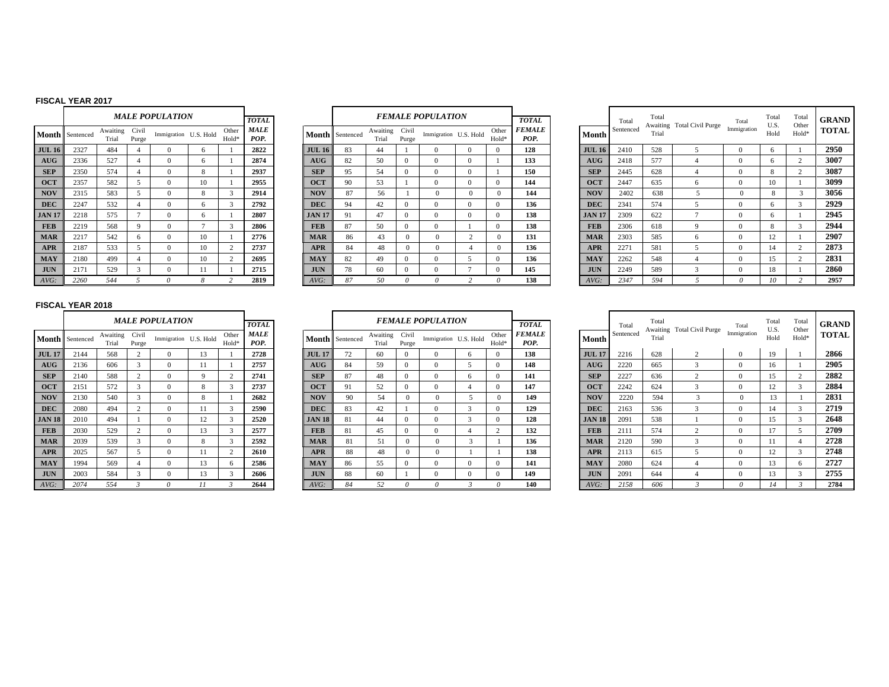## FISCAL YEAR 2017

| | *MALE POPULATION* | | | | | | *TOTAL* |
|---|---|---|---|---|---|---|---|
| **Month** | Sentenced | Awaiting Trial | Civil Purge | Immigration | U.S. Hold | Other Hold* | ***MALE POP.*** |
| **JUL 16** | 2327 | 484 | 4 | 0 | 6 | 1 | **2822** |
| **AUG** | 2336 | 527 | 4 | 0 | 6 | 1 | **2874** |
| **SEP** | 2350 | 574 | 4 | 0 | 8 | 1 | **2937** |
| **OCT** | 2357 | 582 | 5 | 0 | 10 | 1 | **2955** |
| **NOV** | 2315 | 583 | 5 | 0 | 8 | 3 | **2914** |
| **DEC** | 2247 | 532 | 4 | 0 | 6 | 3 | **2792** |
| **JAN 17** | 2218 | 575 | 7 | 0 | 6 | 1 | **2807** |
| **FEB** | 2219 | 568 | 9 | 0 | 7 | 3 | **2806** |
| **MAR** | 2217 | 542 | 6 | 0 | 10 | 1 | **2776** |
| **APR** | 2187 | 533 | 5 | 0 | 10 | 2 | **2737** |
| **MAY** | 2180 | 499 | 4 | 0 | 10 | 2 | **2695** |
| **JUN** | 2171 | 529 | 3 | 0 | 11 | 1 | **2715** |
| *AVG:* | *2260* | *544* | *5* | *0* | *8* | *2* | **2819** |

| | *FEMALE POPULATION* | | | | | | *TOTAL* |
|---|---|---|---|---|---|---|---|
| **Month** | Sentenced | Awaiting Trial | Civil Purge | Immigration | U.S. Hold | Other Hold* | ***FEMALE POP.*** |
| **JUL 16** | 83 | 44 | 1 | 0 | 0 | 0 | **128** |
| **AUG** | 82 | 50 | 0 | 0 | 0 | 1 | **133** |
| **SEP** | 95 | 54 | 0 | 0 | 0 | 1 | **150** |
| **OCT** | 90 | 53 | 1 | 0 | 0 | 0 | **144** |
| **NOV** | 87 | 56 | 1 | 0 | 0 | 0 | **144** |
| **DEC** | 94 | 42 | 0 | 0 | 0 | 0 | **136** |
| **JAN 17** | 91 | 47 | 0 | 0 | 0 | 0 | **138** |
| **FEB** | 87 | 50 | 0 | 0 | 1 | 0 | **138** |
| **MAR** | 86 | 43 | 0 | 0 | 2 | 0 | **131** |
| **APR** | 84 | 48 | 0 | 0 | 4 | 0 | **136** |
| **MAY** | 82 | 49 | 0 | 0 | 5 | 0 | **136** |
| **JUN** | 78 | 60 | 0 | 0 | 7 | 0 | **145** |
| *AVG:* | *87* | *50* | *0* | *0* | *2* | *0* | **138** |

| **Month** | Total Sentenced | Total Awaiting Trial | Total Civil Purge | Total Immigration | Total U.S. Hold | Total Other Hold* | **GRAND TOTAL** |
|---|---|---|---|---|---|---|---|
| **JUL 16** | 2410 | 528 | 5 | 0 | 6 | 1 | **2950** |
| **AUG** | 2418 | 577 | 4 | 0 | 6 | 2 | **3007** |
| **SEP** | 2445 | 628 | 4 | 0 | 8 | 2 | **3087** |
| **OCT** | 2447 | 635 | 6 | 0 | 10 | 1 | **3099** |
| **NOV** | 2402 | 638 | 5 | 0 | 8 | 3 | **3056** |
| **DEC** | 2341 | 574 | 5 | 0 | 6 | 3 | **2929** |
| **JAN 17** | 2309 | 622 | 7 | 0 | 6 | 1 | **2945** |
| **FEB** | 2306 | 618 | 9 | 0 | 8 | 3 | **2944** |
| **MAR** | 2303 | 585 | 6 | 0 | 12 | 1 | **2907** |
| **APR** | 2271 | 581 | 5 | 0 | 14 | 2 | **2873** |
| **MAY** | 2262 | 548 | 4 | 0 | 15 | 2 | **2831** |
| **JUN** | 2249 | 589 | 3 | 0 | 18 | 1 | **2860** |
| *AVG:* | *2347* | *594* | *5* | *0* | *10* | *2* | **2957** |

## FISCAL YEAR 2018

| | *MALE POPULATION* | | | | | | *TOTAL* |
|---|---|---|---|---|---|---|---|
| **Month** | Sentenced | Awaiting Trial | Civil Purge | Immigration | U.S. Hold | Other Hold* | ***MALE POP.*** |
| **JUL 17** | 2144 | 568 | 2 | 0 | 13 | 1 | **2728** |
| **AUG** | 2136 | 606 | 3 | 0 | 11 | 1 | **2757** |
| **SEP** | 2140 | 588 | 2 | 0 | 9 | 2 | **2741** |
| **OCT** | 2151 | 572 | 3 | 0 | 8 | 3 | **2737** |
| **NOV** | 2130 | 540 | 3 | 0 | 8 | 1 | **2682** |
| **DEC** | 2080 | 494 | 2 | 0 | 11 | 3 | **2590** |
| **JAN 18** | 2010 | 494 | 1 | 0 | 12 | 3 | **2520** |
| **FEB** | 2030 | 529 | 2 | 0 | 13 | 3 | **2577** |
| **MAR** | 2039 | 539 | 3 | 0 | 8 | 3 | **2592** |
| **APR** | 2025 | 567 | 5 | 0 | 11 | 2 | **2610** |
| **MAY** | 1994 | 569 | 4 | 0 | 13 | 6 | **2586** |
| **JUN** | 2003 | 584 | 3 | 0 | 13 | 3 | **2606** |
| *AVG:* | *2074* | *554* | *3* | *0* | *11* | *3* | **2644** |

| | *FEMALE POPULATION* | | | | | | *TOTAL* |
|---|---|---|---|---|---|---|---|
| **Month** | Sentenced | Awaiting Trial | Civil Purge | Immigration | U.S. Hold | Other Hold* | ***FEMALE POP.*** |
| **JUL 17** | 72 | 60 | 0 | 0 | 6 | 0 | **138** |
| **AUG** | 84 | 59 | 0 | 0 | 5 | 0 | **148** |
| **SEP** | 87 | 48 | 0 | 0 | 6 | 0 | **141** |
| **OCT** | 91 | 52 | 0 | 0 | 4 | 0 | **147** |
| **NOV** | 90 | 54 | 0 | 0 | 5 | 0 | **149** |
| **DEC** | 83 | 42 | 1 | 0 | 3 | 0 | **129** |
| **JAN 18** | 81 | 44 | 0 | 0 | 3 | 0 | **128** |
| **FEB** | 81 | 45 | 0 | 0 | 4 | 2 | **132** |
| **MAR** | 81 | 51 | 0 | 0 | 3 | 1 | **136** |
| **APR** | 88 | 48 | 0 | 0 | 1 | 1 | **138** |
| **MAY** | 86 | 55 | 0 | 0 | 0 | 0 | **141** |
| **JUN** | 88 | 60 | 1 | 0 | 0 | 0 | **149** |
| *AVG:* | *84* | *52* | *0* | *0* | *3* | *0* | **140** |

| **Month** | Total Sentenced | Total Awaiting Trial | Total Civil Purge | Total Immigration | Total U.S. Hold | Total Other Hold* | **GRAND TOTAL** |
|---|---|---|---|---|---|---|---|
| **JUL 17** | 2216 | 628 | 2 | 0 | 19 | 1 | **2866** |
| **AUG** | 2220 | 665 | 3 | 0 | 16 | 1 | **2905** |
| **SEP** | 2227 | 636 | 2 | 0 | 15 | 2 | **2882** |
| **OCT** | 2242 | 624 | 3 | 0 | 12 | 3 | **2884** |
| **NOV** | 2220 | 594 | 3 | 0 | 13 | 1 | **2831** |
| **DEC** | 2163 | 536 | 3 | 0 | 14 | 3 | **2719** |
| **JAN 18** | 2091 | 538 | 1 | 0 | 15 | 3 | **2648** |
| **FEB** | 2111 | 574 | 2 | 0 | 17 | 5 | **2709** |
| **MAR** | 2120 | 590 | 3 | 0 | 11 | 4 | **2728** |
| **APR** | 2113 | 615 | 5 | 0 | 12 | 3 | **2748** |
| **MAY** | 2080 | 624 | 4 | 0 | 13 | 6 | **2727** |
| **JUN** | 2091 | 644 | 4 | 0 | 13 | 3 | **2755** |
| *AVG:* | *2158* | *606* | *3* | *0* | *14* | *3* | **2784** |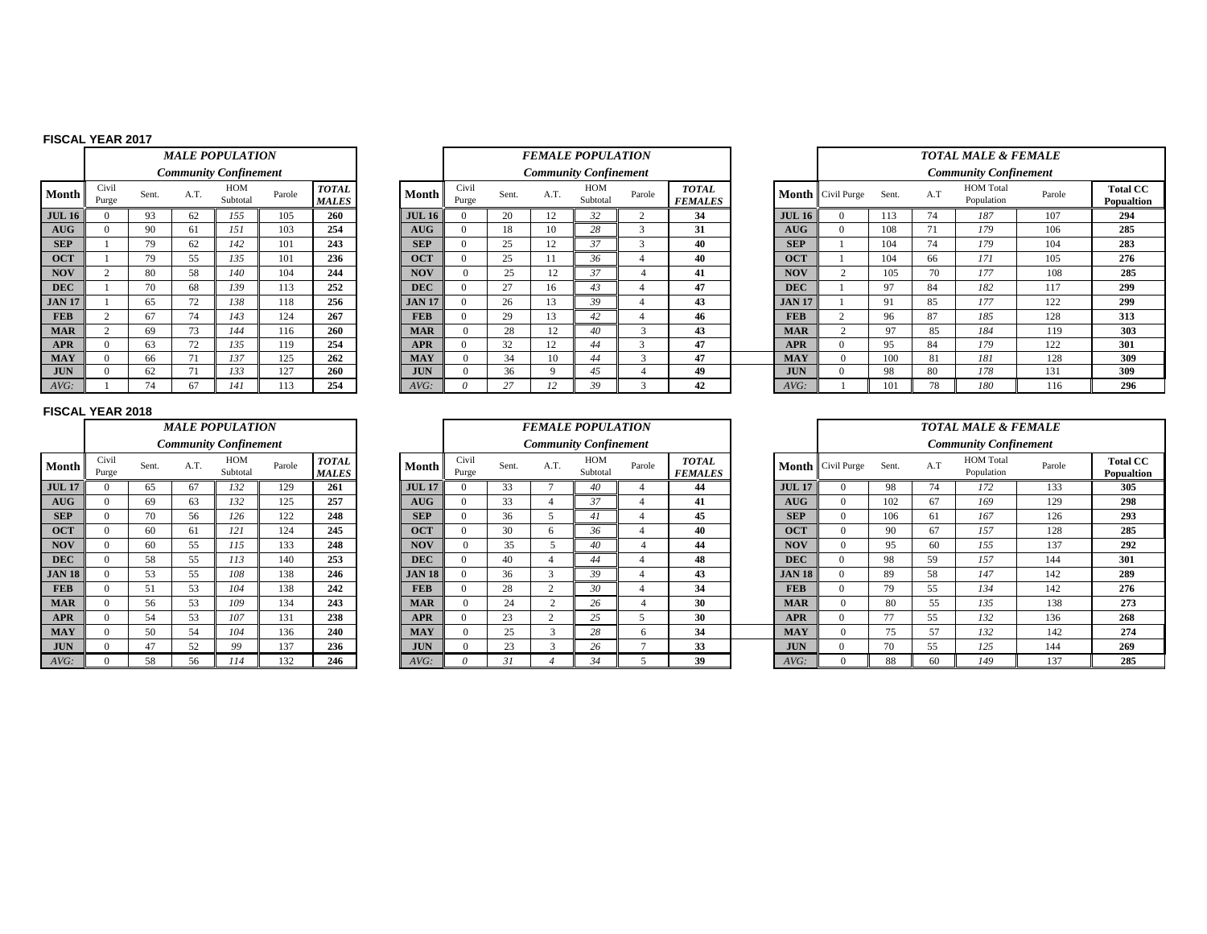## FISCAL YEAR 2017

| | *MALE POPULATION* | | | | | |
|---|---|---|---|---|---|---|
| | *Community Confinement* | | | | | |
| **Month** | Civil Purge | Sent. | A.T. | HOM Subtotal | Parole | ***TOTAL MALES*** |
| **JUL 16** | 0 | 93 | 62 | *155* | 105 | **260** |
| **AUG** | 0 | 90 | 61 | *151* | 103 | **254** |
| **SEP** | 1 | 79 | 62 | *142* | 101 | **243** |
| **OCT** | 1 | 79 | 55 | *135* | 101 | **236** |
| **NOV** | 2 | 80 | 58 | *140* | 104 | **244** |
| **DEC** | 1 | 70 | 68 | *139* | 113 | **252** |
| **JAN 17** | 1 | 65 | 72 | *138* | 118 | **256** |
| **FEB** | 2 | 67 | 74 | *143* | 124 | **267** |
| **MAR** | 2 | 69 | 73 | *144* | 116 | **260** |
| **APR** | 0 | 63 | 72 | *135* | 119 | **254** |
| **MAY** | 0 | 66 | 71 | *137* | 125 | **262** |
| **JUN** | 0 | 62 | 71 | *133* | 127 | **260** |
| *AVG:* | 1 | 74 | 67 | *141* | 113 | **254** |

| | *FEMALE POPULATION* | | | | | |
|---|---|---|---|---|---|---|
| | *Community Confinement* | | | | | |
| **Month** | Civil Purge | Sent. | A.T. | HOM Subtotal | Parole | ***TOTAL FEMALES*** |
| **JUL 16** | 0 | 20 | 12 | *32* | 2 | **34** |
| **AUG** | 0 | 18 | 10 | *28* | 3 | **31** |
| **SEP** | 0 | 25 | 12 | *37* | 3 | **40** |
| **OCT** | 0 | 25 | 11 | *36* | 4 | **40** |
| **NOV** | 0 | 25 | 12 | *37* | 4 | **41** |
| **DEC** | 0 | 27 | 16 | *43* | 4 | **47** |
| **JAN 17** | 0 | 26 | 13 | *39* | 4 | **43** |
| **FEB** | 0 | 29 | 13 | *42* | 4 | **46** |
| **MAR** | 0 | 28 | 12 | *40* | 3 | **43** |
| **APR** | 0 | 32 | 12 | *44* | 3 | **47** |
| **MAY** | 0 | 34 | 10 | *44* | 3 | **47** |
| **JUN** | 0 | 36 | 9 | *45* | 4 | **49** |
| *AVG:* | *0* | *27* | *12* | *39* | 3 | **42** |

| | *TOTAL MALE & FEMALE* | | | | | |
|---|---|---|---|---|---|---|
| | *Community Confinement* | | | | | |
| **Month** | Civil Purge | Sent. | A.T | HOM Total Population | Parole | **Total CC Popualtion** |
| **JUL 16** | 0 | 113 | 74 | *187* | 107 | **294** |
| **AUG** | 0 | 108 | 71 | *179* | 106 | **285** |
| **SEP** | 1 | 104 | 74 | *179* | 104 | **283** |
| **OCT** | 1 | 104 | 66 | *171* | 105 | **276** |
| **NOV** | 2 | 105 | 70 | *177* | 108 | **285** |
| **DEC** | 1 | 97 | 84 | *182* | 117 | **299** |
| **JAN 17** | 1 | 91 | 85 | *177* | 122 | **299** |
| **FEB** | 2 | 96 | 87 | *185* | 128 | **313** |
| **MAR** | 2 | 97 | 85 | *184* | 119 | **303** |
| **APR** | 0 | 95 | 84 | *179* | 122 | **301** |
| **MAY** | 0 | 100 | 81 | *181* | 128 | **309** |
| **JUN** | 0 | 98 | 80 | *178* | 131 | **309** |
| *AVG:* | 1 | 101 | 78 | *180* | 116 | **296** |

## FISCAL YEAR 2018

| | *MALE POPULATION* | | | | | |
|---|---|---|---|---|---|---|
| | *Community Confinement* | | | | | |
| **Month** | Civil Purge | Sent. | A.T. | HOM Subtotal | Parole | ***TOTAL MALES*** |
| **JUL 17** | 0 | 65 | 67 | *132* | 129 | **261** |
| **AUG** | 0 | 69 | 63 | *132* | 125 | **257** |
| **SEP** | 0 | 70 | 56 | *126* | 122 | **248** |
| **OCT** | 0 | 60 | 61 | *121* | 124 | **245** |
| **NOV** | 0 | 60 | 55 | *115* | 133 | **248** |
| **DEC** | 0 | 58 | 55 | *113* | 140 | **253** |
| **JAN 18** | 0 | 53 | 55 | *108* | 138 | **246** |
| **FEB** | 0 | 51 | 53 | *104* | 138 | **242** |
| **MAR** | 0 | 56 | 53 | *109* | 134 | **243** |
| **APR** | 0 | 54 | 53 | *107* | 131 | **238** |
| **MAY** | 0 | 50 | 54 | *104* | 136 | **240** |
| **JUN** | 0 | 47 | 52 | *99* | 137 | **236** |
| *AVG:* | 0 | 58 | 56 | *114* | 132 | **246** |

| | *FEMALE POPULATION* | | | | | |
|---|---|---|---|---|---|---|
| | *Community Confinement* | | | | | |
| **Month** | Civil Purge | Sent. | A.T. | HOM Subtotal | Parole | ***TOTAL FEMALES*** |
| **JUL 17** | 0 | 33 | 7 | *40* | 4 | **44** |
| **AUG** | 0 | 33 | 4 | *37* | 4 | **41** |
| **SEP** | 0 | 36 | 5 | *41* | 4 | **45** |
| **OCT** | 0 | 30 | 6 | *36* | 4 | **40** |
| **NOV** | 0 | 35 | 5 | *40* | 4 | **44** |
| **DEC** | 0 | 40 | 4 | *44* | 4 | **48** |
| **JAN 18** | 0 | 36 | 3 | *39* | 4 | **43** |
| **FEB** | 0 | 28 | 2 | *30* | 4 | **34** |
| **MAR** | 0 | 24 | 2 | *26* | 4 | **30** |
| **APR** | 0 | 23 | 2 | *25* | 5 | **30** |
| **MAY** | 0 | 25 | 3 | *28* | 6 | **34** |
| **JUN** | 0 | 23 | 3 | *26* | 7 | **33** |
| *AVG:* | *0* | *31* | *4* | *34* | 5 | **39** |

| | *TOTAL MALE & FEMALE* | | | | | |
|---|---|---|---|---|---|---|
| | *Community Confinement* | | | | | |
| **Month** | Civil Purge | Sent. | A.T | HOM Total Population | Parole | **Total CC Popualtion** |
| **JUL 17** | 0 | 98 | 74 | *172* | 133 | **305** |
| **AUG** | 0 | 102 | 67 | *169* | 129 | **298** |
| **SEP** | 0 | 106 | 61 | *167* | 126 | **293** |
| **OCT** | 0 | 90 | 67 | *157* | 128 | **285** |
| **NOV** | 0 | 95 | 60 | *155* | 137 | **292** |
| **DEC** | 0 | 98 | 59 | *157* | 144 | **301** |
| **JAN 18** | 0 | 89 | 58 | *147* | 142 | **289** |
| **FEB** | 0 | 79 | 55 | *134* | 142 | **276** |
| **MAR** | 0 | 80 | 55 | *135* | 138 | **273** |
| **APR** | 0 | 77 | 55 | *132* | 136 | **268** |
| **MAY** | 0 | 75 | 57 | *132* | 142 | **274** |
| **JUN** | 0 | 70 | 55 | *125* | 144 | **269** |
| *AVG:* | 0 | 88 | 60 | *149* | 137 | **285** |